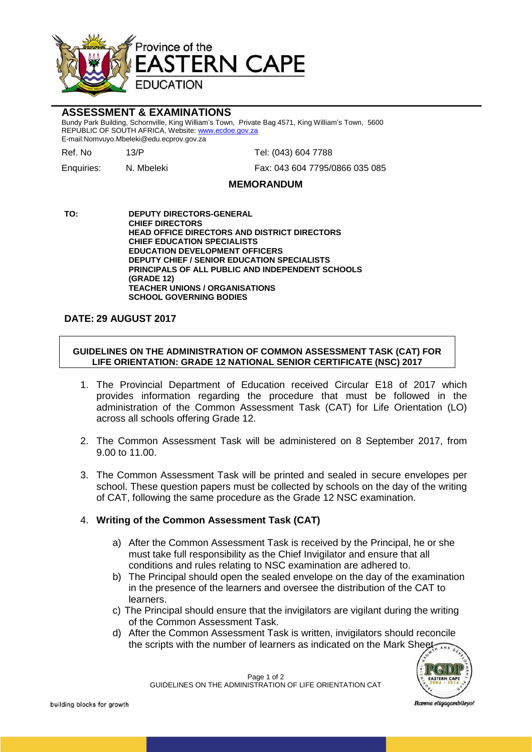Province of the
**EASTERN CAPE**
EDUCATION

## ASSESSMENT & EXAMINATIONS

Bundy Park Building, Schornville, King William's Town, Private Bag 4571, King William's Town, 5600
REPUBLIC OF SOUTH AFRICA, Website: www.ecdoe.gov.za
E-mail:Nomvuyo.Mbeleki@edu.ecprov.gov.za

Ref. No 13/P Tel: (043) 604 7788

Enquiries: N. Mbeleki Fax: 043 604 7795/0866 035 085

## MEMORANDUM

**TO:**

**DEPUTY DIRECTORS-GENERAL**
**CHIEF DIRECTORS**
**HEAD OFFICE DIRECTORS AND DISTRICT DIRECTORS**
**CHIEF EDUCATION SPECIALISTS**
**EDUCATION DEVELOPMENT OFFICERS**
**DEPUTY CHIEF / SENIOR EDUCATION SPECIALISTS**
**PRINCIPALS OF ALL PUBLIC AND INDEPENDENT SCHOOLS (GRADE 12)**
**TEACHER UNIONS / ORGANISATIONS**
**SCHOOL GOVERNING BODIES**

**DATE: 29 AUGUST 2017**

**GUIDELINES ON THE ADMINISTRATION OF COMMON ASSESSMENT TASK (CAT) FOR LIFE ORIENTATION: GRADE 12 NATIONAL SENIOR CERTIFICATE (NSC) 2017**

1. The Provincial Department of Education received Circular E18 of 2017 which provides information regarding the procedure that must be followed in the administration of the Common Assessment Task (CAT) for Life Orientation (LO) across all schools offering Grade 12.

2. The Common Assessment Task will be administered on 8 September 2017, from 9.00 to 11.00.

3. The Common Assessment Task will be printed and sealed in secure envelopes per school. These question papers must be collected by schools on the day of the writing of CAT, following the same procedure as the Grade 12 NSC examination.

4. **Writing of the Common Assessment Task (CAT)**

    a) After the Common Assessment Task is received by the Principal, he or she must take full responsibility as the Chief Invigilator and ensure that all conditions and rules relating to NSC examination are adhered to.
    b) The Principal should open the sealed envelope on the day of the examination in the presence of the learners and oversee the distribution of the CAT to learners.
    c) The Principal should ensure that the invigilators are vigilant during the writing of the Common Assessment Task.
    d) After the Common Assessment Task is written, invigilators should reconcile the scripts with the number of learners as indicated on the Mark Sheet.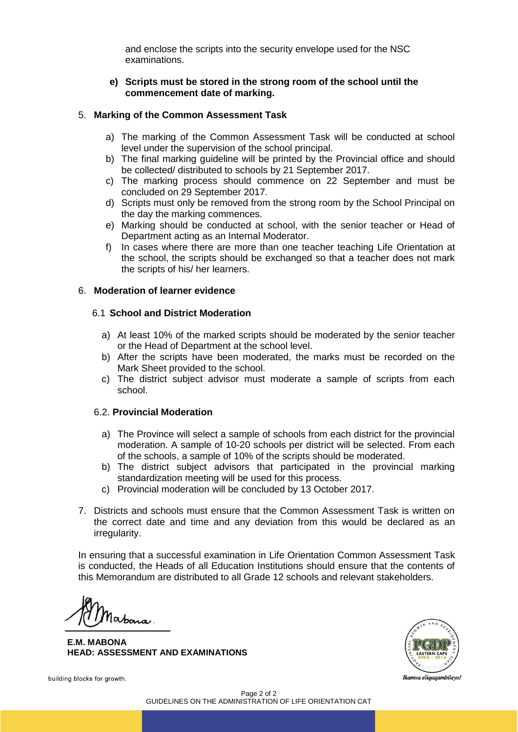and enclose the scripts into the security envelope used for the NSC examinations.

**e) Scripts must be stored in the strong room of the school until the commencement date of marking.**

5. **Marking of the Common Assessment Task**

   a) The marking of the Common Assessment Task will be conducted at school level under the supervision of the school principal.
   b) The final marking guideline will be printed by the Provincial office and should be collected/ distributed to schools by 21 September 2017.
   c) The marking process should commence on 22 September and must be concluded on 29 September 2017.
   d) Scripts must only be removed from the strong room by the School Principal on the day the marking commences.
   e) Marking should be conducted at school, with the senior teacher or Head of Department acting as an Internal Moderator.
   f) In cases where there are more than one teacher teaching Life Orientation at the school, the scripts should be exchanged so that a teacher does not mark the scripts of his/ her learners.

6. **Moderation of learner evidence**

   6.1 **School and District Moderation**

   a) At least 10% of the marked scripts should be moderated by the senior teacher or the Head of Department at the school level.
   b) After the scripts have been moderated, the marks must be recorded on the Mark Sheet provided to the school.
   c) The district subject advisor must moderate a sample of scripts from each school.

   6.2. **Provincial Moderation**

   a) The Province will select a sample of schools from each district for the provincial moderation. A sample of 10-20 schools per district will be selected. From each of the schools, a sample of 10% of the scripts should be moderated.
   b) The district subject advisors that participated in the provincial marking standardization meeting will be used for this process.
   c) Provincial moderation will be concluded by 13 October 2017.

7. Districts and schools must ensure that the Common Assessment Task is written on the correct date and time and any deviation from this would be declared as an irregularity.

In ensuring that a successful examination in Life Orientation Common Assessment Task is conducted, the Heads of all Education Institutions should ensure that the contents of this Memorandum are distributed to all Grade 12 schools and relevant stakeholders.

**E.M. MABONA**
**HEAD: ASSESSMENT AND EXAMINATIONS**